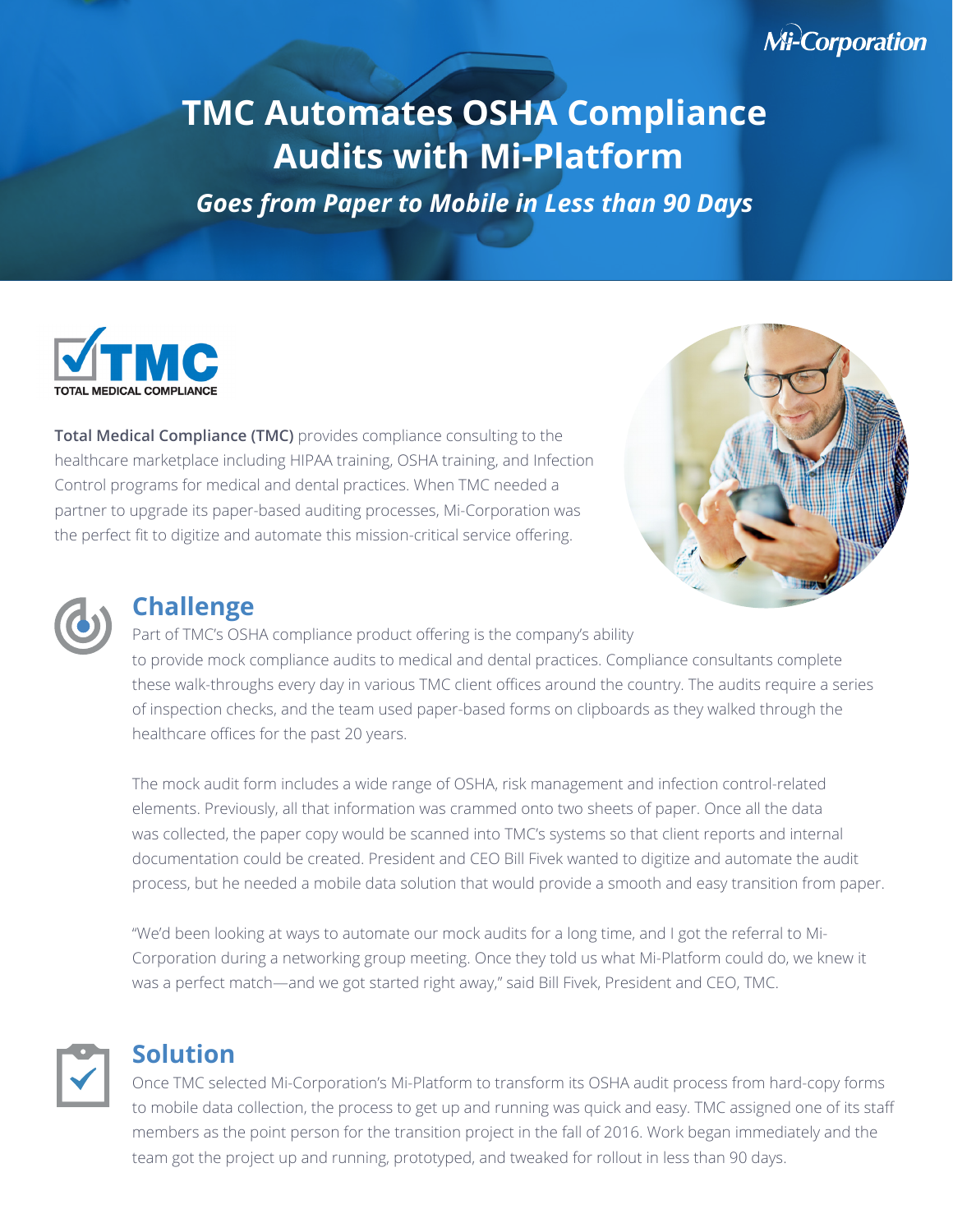# TMC Automates OSHA Compliance Audits with Mi-Platform

***Goes from Paper to Mobile in Less than 90 Days***

**Total Medical Compliance (TMC)** provides compliance consulting to the healthcare marketplace including HIPAA training, OSHA training, and Infection Control programs for medical and dental practices. When TMC needed a partner to upgrade its paper-based auditing processes, Mi-Corporation was the perfect fit to digitize and automate this mission-critical service offering.

## Challenge

Part of TMC's OSHA compliance product offering is the company's ability to provide mock compliance audits to medical and dental practices. Compliance consultants complete these walk-throughs every day in various TMC client offices around the country. The audits require a series of inspection checks, and the team used paper-based forms on clipboards as they walked through the healthcare offices for the past 20 years.

The mock audit form includes a wide range of OSHA, risk management and infection control-related elements. Previously, all that information was crammed onto two sheets of paper. Once all the data was collected, the paper copy would be scanned into TMC's systems so that client reports and internal documentation could be created. President and CEO Bill Fivek wanted to digitize and automate the audit process, but he needed a mobile data solution that would provide a smooth and easy transition from paper.

"We'd been looking at ways to automate our mock audits for a long time, and I got the referral to Mi-Corporation during a networking group meeting. Once they told us what Mi-Platform could do, we knew it was a perfect match—and we got started right away," said Bill Fivek, President and CEO, TMC.

## Solution

Once TMC selected Mi-Corporation's Mi-Platform to transform its OSHA audit process from hard-copy forms to mobile data collection, the process to get up and running was quick and easy. TMC assigned one of its staff members as the point person for the transition project in the fall of 2016. Work began immediately and the team got the project up and running, prototyped, and tweaked for rollout in less than 90 days.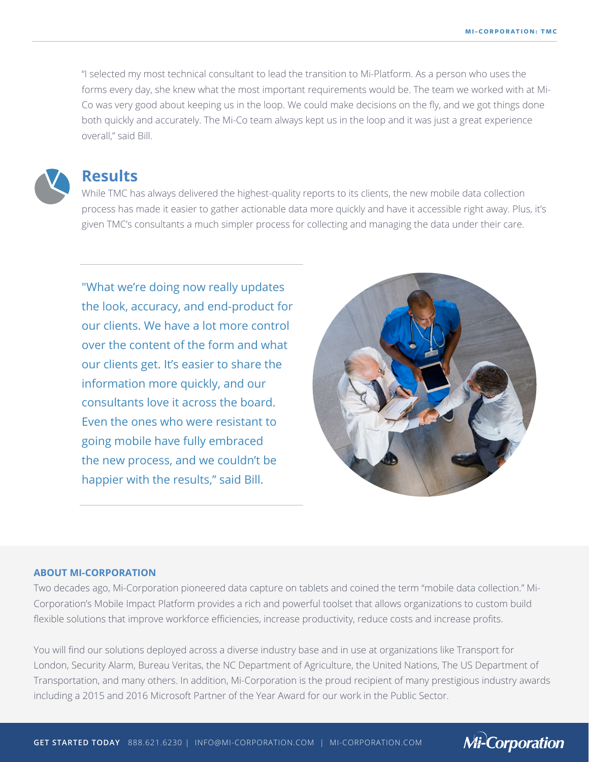"I selected my most technical consultant to lead the transition to Mi-Platform. As a person who uses the forms every day, she knew what the most important requirements would be. The team we worked with at Mi-Co was very good about keeping us in the loop. We could make decisions on the fly, and we got things done both quickly and accurately. The Mi-Co team always kept us in the loop and it was just a great experience overall," said Bill.

## Results

While TMC has always delivered the highest-quality reports to its clients, the new mobile data collection process has made it easier to gather actionable data more quickly and have it accessible right away. Plus, it's given TMC's consultants a much simpler process for collecting and managing the data under their care.

> "What we're doing now really updates the look, accuracy, and end-product for our clients. We have a lot more control over the content of the form and what our clients get. It's easier to share the information more quickly, and our consultants love it across the board. Even the ones who were resistant to going mobile have fully embraced the new process, and we couldn't be happier with the results," said Bill.

### ABOUT MI-CORPORATION

Two decades ago, Mi-Corporation pioneered data capture on tablets and coined the term "mobile data collection." Mi-Corporation's Mobile Impact Platform provides a rich and powerful toolset that allows organizations to custom build flexible solutions that improve workforce efficiencies, increase productivity, reduce costs and increase profits.

You will find our solutions deployed across a diverse industry base and in use at organizations like Transport for London, Security Alarm, Bureau Veritas, the NC Department of Agriculture, the United Nations, The US Department of Transportation, and many others. In addition, Mi-Corporation is the proud recipient of many prestigious industry awards including a 2015 and 2016 Microsoft Partner of the Year Award for our work in the Public Sector.

**GET STARTED TODAY** 888.621.6230 | INFO@MI-CORPORATION.COM | MI-CORPORATION.COM

Mi-Corporation